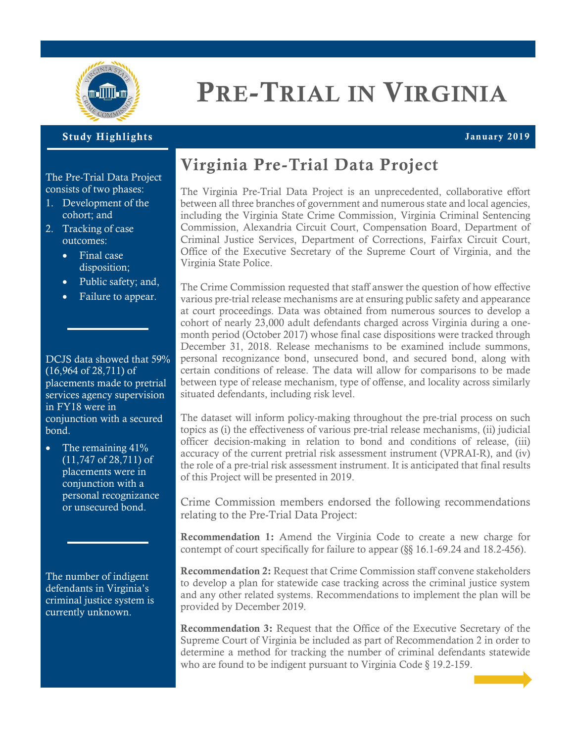# Pre-Trial in Virginia

**Study Highlights** — **January 2019**

The Pre-Trial Data Project consists of two phases:

1. Development of the cohort; and
2. Tracking of case outcomes:
   - Final case disposition;
   - Public safety; and,
   - Failure to appear.

DCJS data showed that 59% (16,964 of 28,711) of placements made to pretrial services agency supervision in FY18 were in conjunction with a secured bond.

- The remaining 41% (11,747 of 28,711) of placements were in conjunction with a personal recognizance or unsecured bond.

The number of indigent defendants in Virginia's criminal justice system is currently unknown.

## Virginia Pre-Trial Data Project

The Virginia Pre-Trial Data Project is an unprecedented, collaborative effort between all three branches of government and numerous state and local agencies, including the Virginia State Crime Commission, Virginia Criminal Sentencing Commission, Alexandria Circuit Court, Compensation Board, Department of Criminal Justice Services, Department of Corrections, Fairfax Circuit Court, Office of the Executive Secretary of the Supreme Court of Virginia, and the Virginia State Police.

The Crime Commission requested that staff answer the question of how effective various pre-trial release mechanisms are at ensuring public safety and appearance at court proceedings. Data was obtained from numerous sources to develop a cohort of nearly 23,000 adult defendants charged across Virginia during a one-month period (October 2017) whose final case dispositions were tracked through December 31, 2018. Release mechanisms to be examined include summons, personal recognizance bond, unsecured bond, and secured bond, along with certain conditions of release. The data will allow for comparisons to be made between type of release mechanism, type of offense, and locality across similarly situated defendants, including risk level.

The dataset will inform policy-making throughout the pre-trial process on such topics as (i) the effectiveness of various pre-trial release mechanisms, (ii) judicial officer decision-making in relation to bond and conditions of release, (iii) accuracy of the current pretrial risk assessment instrument (VPRAI-R), and (iv) the role of a pre-trial risk assessment instrument. It is anticipated that final results of this Project will be presented in 2019.

Crime Commission members endorsed the following recommendations relating to the Pre-Trial Data Project:

**Recommendation 1:** Amend the Virginia Code to create a new charge for contempt of court specifically for failure to appear (§§ 16.1-69.24 and 18.2-456).

**Recommendation 2:** Request that Crime Commission staff convene stakeholders to develop a plan for statewide case tracking across the criminal justice system and any other related systems. Recommendations to implement the plan will be provided by December 2019.

**Recommendation 3:** Request that the Office of the Executive Secretary of the Supreme Court of Virginia be included as part of Recommendation 2 in order to determine a method for tracking the number of criminal defendants statewide who are found to be indigent pursuant to Virginia Code § 19.2-159.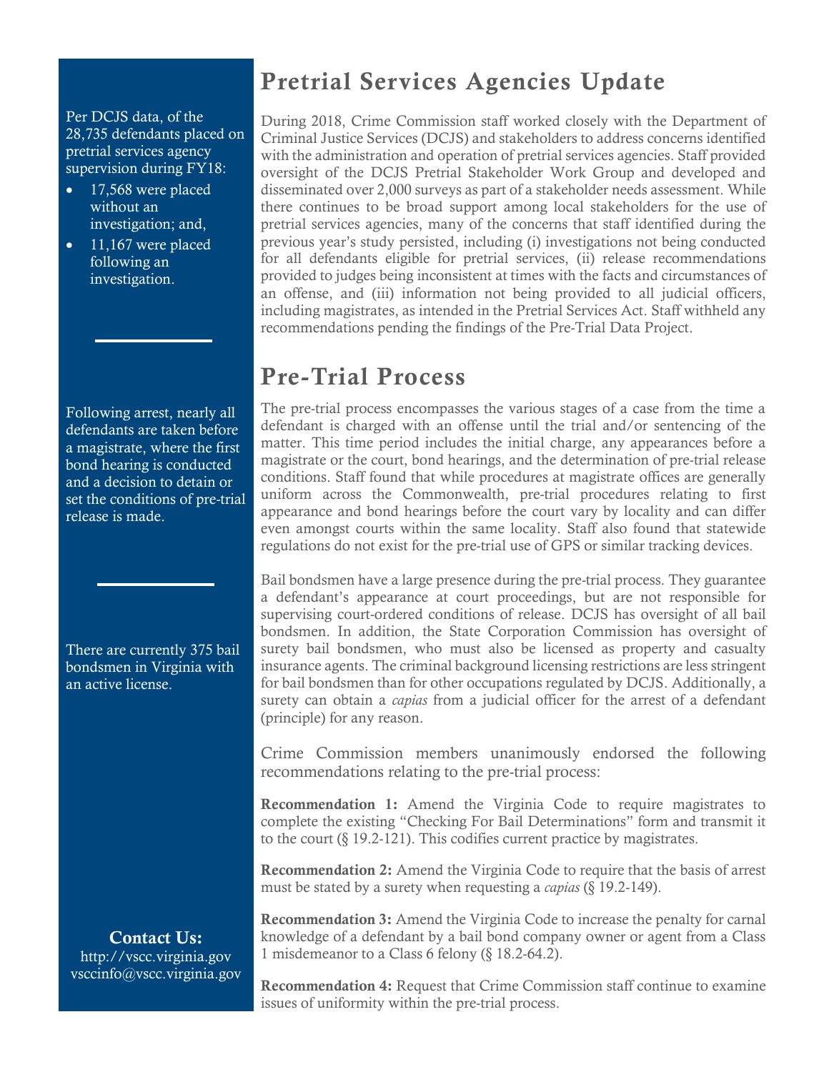Per DCJS data, of the 28,735 defendants placed on pretrial services agency supervision during FY18:

- 17,568 were placed without an investigation; and,
- 11,167 were placed following an investigation.

Following arrest, nearly all defendants are taken before a magistrate, where the first bond hearing is conducted and a decision to detain or set the conditions of pre-trial release is made.

There are currently 375 bail bondsmen in Virginia with an active license.

## Pretrial Services Agencies Update

During 2018, Crime Commission staff worked closely with the Department of Criminal Justice Services (DCJS) and stakeholders to address concerns identified with the administration and operation of pretrial services agencies. Staff provided oversight of the DCJS Pretrial Stakeholder Work Group and developed and disseminated over 2,000 surveys as part of a stakeholder needs assessment. While there continues to be broad support among local stakeholders for the use of pretrial services agencies, many of the concerns that staff identified during the previous year's study persisted, including (i) investigations not being conducted for all defendants eligible for pretrial services, (ii) release recommendations provided to judges being inconsistent at times with the facts and circumstances of an offense, and (iii) information not being provided to all judicial officers, including magistrates, as intended in the Pretrial Services Act. Staff withheld any recommendations pending the findings of the Pre-Trial Data Project.

## Pre-Trial Process

The pre-trial process encompasses the various stages of a case from the time a defendant is charged with an offense until the trial and/or sentencing of the matter. This time period includes the initial charge, any appearances before a magistrate or the court, bond hearings, and the determination of pre-trial release conditions. Staff found that while procedures at magistrate offices are generally uniform across the Commonwealth, pre-trial procedures relating to first appearance and bond hearings before the court vary by locality and can differ even amongst courts within the same locality. Staff also found that statewide regulations do not exist for the pre-trial use of GPS or similar tracking devices.

Bail bondsmen have a large presence during the pre-trial process. They guarantee a defendant's appearance at court proceedings, but are not responsible for supervising court-ordered conditions of release. DCJS has oversight of all bail bondsmen. In addition, the State Corporation Commission has oversight of surety bail bondsmen, who must also be licensed as property and casualty insurance agents. The criminal background licensing restrictions are less stringent for bail bondsmen than for other occupations regulated by DCJS. Additionally, a surety can obtain a *capias* from a judicial officer for the arrest of a defendant (principle) for any reason.

Crime Commission members unanimously endorsed the following recommendations relating to the pre-trial process:

**Recommendation 1:** Amend the Virginia Code to require magistrates to complete the existing "Checking For Bail Determinations" form and transmit it to the court (§ 19.2-121). This codifies current practice by magistrates.

**Recommendation 2:** Amend the Virginia Code to require that the basis of arrest must be stated by a surety when requesting a *capias* (§ 19.2-149).

**Recommendation 3:** Amend the Virginia Code to increase the penalty for carnal knowledge of a defendant by a bail bond company owner or agent from a Class 1 misdemeanor to a Class 6 felony (§ 18.2-64.2).

**Recommendation 4:** Request that Crime Commission staff continue to examine issues of uniformity within the pre-trial process.

**Contact Us:**
http://vscc.virginia.gov
vsccinfo@vscc.virginia.gov